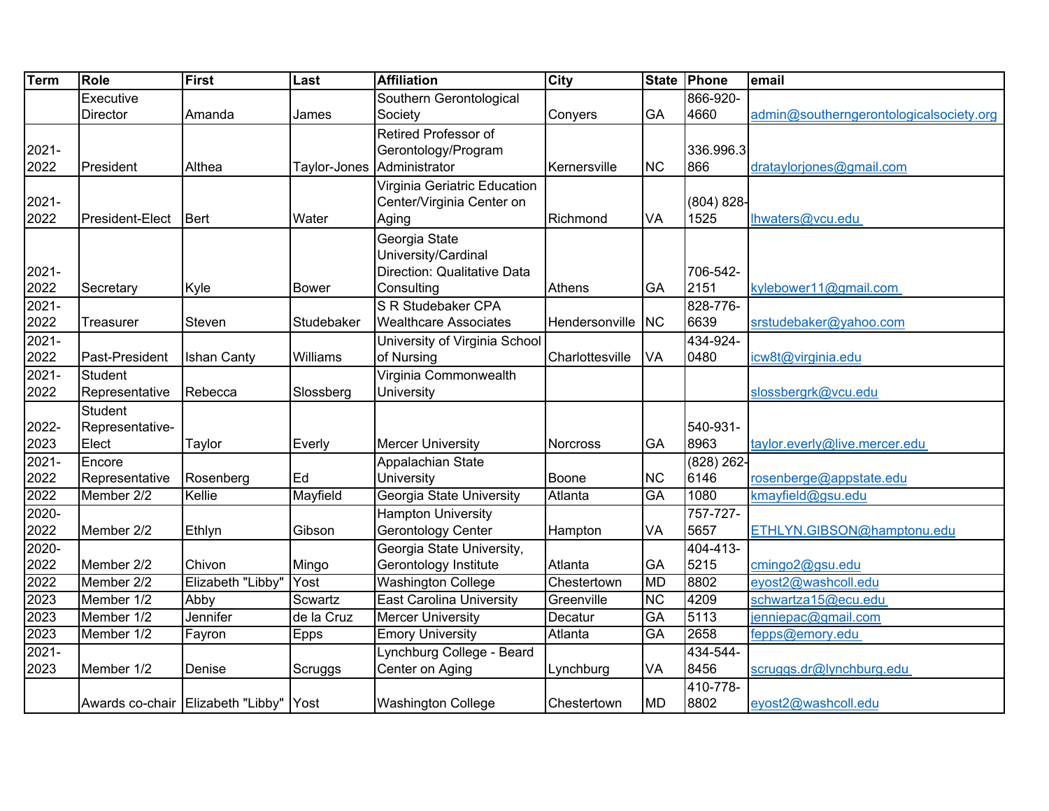| Term | Role | First | Last | Affiliation | City | State | Phone | email |
|---|---|---|---|---|---|---|---|---|
| | Executive Director | Amanda | James | Southern Gerontological Society | Conyers | GA | 866-920-4660 | admin@southerngerontologicalsociety.org |
| 2021-2022 | President | Althea | Taylor-Jones | Retired Professor of Gerontology/Program Administrator | Kernersville | NC | 336.996.3866 | drataylorjones@gmail.com |
| 2021-2022 | President-Elect | Bert | Water | Virginia Geriatric Education Center/Virginia Center on Aging | Richmond | VA | (804) 828-1525 | lhwaters@vcu.edu |
| 2021-2022 | Secretary | Kyle | Bower | Georgia State University/Cardinal Direction: Qualitative Data Consulting | Athens | GA | 706-542-2151 | kylebower11@gmail.com |
| 2021-2022 | Treasurer | Steven | Studebaker | S R Studebaker CPA Wealthcare Associates | Hendersonville | NC | 828-776-6639 | srstudebaker@yahoo.com |
| 2021-2022 | Past-President | Ishan Canty | Williams | University of Virginia School of Nursing | Charlottesville | VA | 434-924-0480 | icw8t@virginia.edu |
| 2021-2022 | Student Representative | Rebecca | Slossberg | Virginia Commonwealth University | | | | slossbergrk@vcu.edu |
| 2022-2023 | Student Representative-Elect | Taylor | Everly | Mercer University | Norcross | GA | 540-931-8963 | taylor.everly@live.mercer.edu |
| 2021-2022 | Encore Representative | Rosenberg | Ed | Appalachian State University | Boone | NC | (828) 262-6146 | rosenberge@appstate.edu |
| 2022 | Member 2/2 | Kellie | Mayfield | Georgia State University | Atlanta | GA | 1080 | kmayfield@gsu.edu |
| 2020-2022 | Member 2/2 | Ethlyn | Gibson | Hampton University Gerontology Center | Hampton | VA | 757-727-5657 | ETHLYN.GIBSON@hamptonu.edu |
| 2020-2022 | Member 2/2 | Chivon | Mingo | Georgia State University, Gerontology Institute | Atlanta | GA | 404-413-5215 | cmingo2@gsu.edu |
| 2022 | Member 2/2 | Elizabeth "Libby" | Yost | Washington College | Chestertown | MD | 8802 | eyost2@washcoll.edu |
| 2023 | Member 1/2 | Abby | Scwartz | East Carolina University | Greenville | NC | 4209 | schwartza15@ecu.edu |
| 2023 | Member 1/2 | Jennifer | de la Cruz | Mercer University | Decatur | GA | 5113 | jenniepac@gmail.com |
| 2023 | Member 1/2 | Fayron | Epps | Emory University | Atlanta | GA | 2658 | fepps@emory.edu |
| 2021-2023 | Member 1/2 | Denise | Scruggs | Lynchburg College - Beard Center on Aging | Lynchburg | VA | 434-544-8456 | scruggs.dr@lynchburg.edu |
| | Awards co-chair | Elizabeth "Libby" | Yost | Washington College | Chestertown | MD | 410-778-8802 | eyost2@washcoll.edu |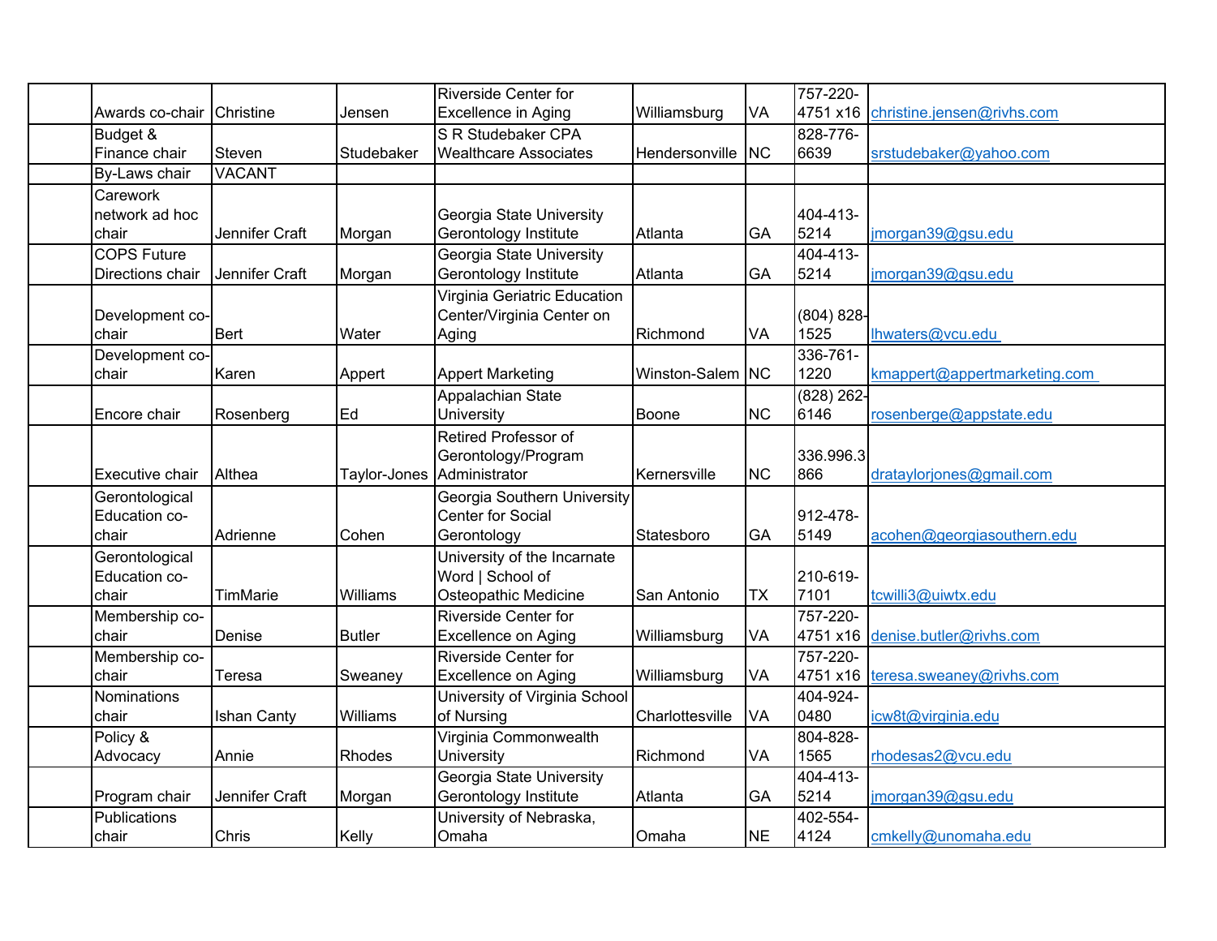| | | | | | | | | |
|---|---|---|---|---|---|---|---|---|
| | Awards co-chair | Christine | Jensen | Riverside Center for Excellence in Aging | Williamsburg | VA | 757-220-4751 x16 | christine.jensen@rivhs.com |
| | Budget & Finance chair | Steven | Studebaker | S R Studebaker CPA Wealthcare Associates | Hendersonville | NC | 828-776-6639 | srstudebaker@yahoo.com |
| | By-Laws chair | VACANT | | | | | | |
| | Carework network ad hoc chair | Jennifer Craft | Morgan | Georgia State University Gerontology Institute | Atlanta | GA | 404-413-5214 | jmorgan39@gsu.edu |
| | COPS Future Directions chair | Jennifer Craft | Morgan | Georgia State University Gerontology Institute | Atlanta | GA | 404-413-5214 | jmorgan39@gsu.edu |
| | Development co-chair | Bert | Water | Virginia Geriatric Education Center/Virginia Center on Aging | Richmond | VA | (804) 828-1525 | lhwaters@vcu.edu |
| | Development co-chair | Karen | Appert | Appert Marketing | Winston-Salem | NC | 336-761-1220 | kmappert@appertmarketing.com |
| | Encore chair | Rosenberg | Ed | Appalachian State University | Boone | NC | (828) 262-6146 | rosenberge@appstate.edu |
| | Executive chair | Althea | Taylor-Jones | Retired Professor of Gerontology/Program Administrator | Kernersville | NC | 336.996.3866 | drataylorjones@gmail.com |
| | Gerontological Education co-chair | Adrienne | Cohen | Georgia Southern University Center for Social Gerontology | Statesboro | GA | 912-478-5149 | acohen@georgiasouthern.edu |
| | Gerontological Education co-chair | TimMarie | Williams | University of the Incarnate Word \| School of Osteopathic Medicine | San Antonio | TX | 210-619-7101 | tcwilli3@uiwtx.edu |
| | Membership co-chair | Denise | Butler | Riverside Center for Excellence on Aging | Williamsburg | VA | 757-220-4751 x16 | denise.butler@rivhs.com |
| | Membership co-chair | Teresa | Sweaney | Riverside Center for Excellence on Aging | Williamsburg | VA | 757-220-4751 x16 | teresa.sweaney@rivhs.com |
| | Nominations chair | Ishan Canty | Williams | University of Virginia School of Nursing | Charlottesville | VA | 404-924-0480 | icw8t@virginia.edu |
| | Policy & Advocacy | Annie | Rhodes | Virginia Commonwealth University | Richmond | VA | 804-828-1565 | rhodesas2@vcu.edu |
| | Program chair | Jennifer Craft | Morgan | Georgia State University Gerontology Institute | Atlanta | GA | 404-413-5214 | jmorgan39@gsu.edu |
| | Publications chair | Chris | Kelly | University of Nebraska, Omaha | Omaha | NE | 402-554-4124 | cmkelly@unomaha.edu |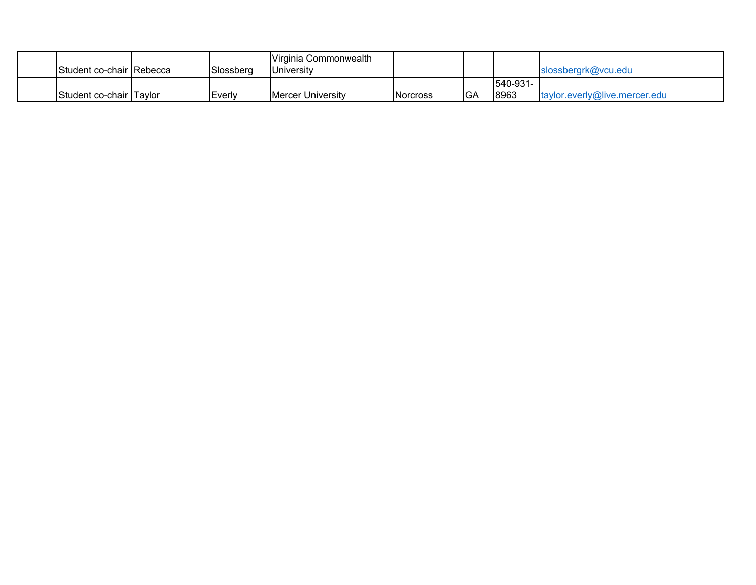| | | | | | | | | |
|---|---|---|---|---|---|---|---|---|
| | Student co-chair | Rebecca | Slossberg | Virginia Commonwealth University | | | | slossbergrk@vcu.edu |
| | Student co-chair | Taylor | Everly | Mercer University | Norcross | GA | 540-931-8963 | taylor.everly@live.mercer.edu |